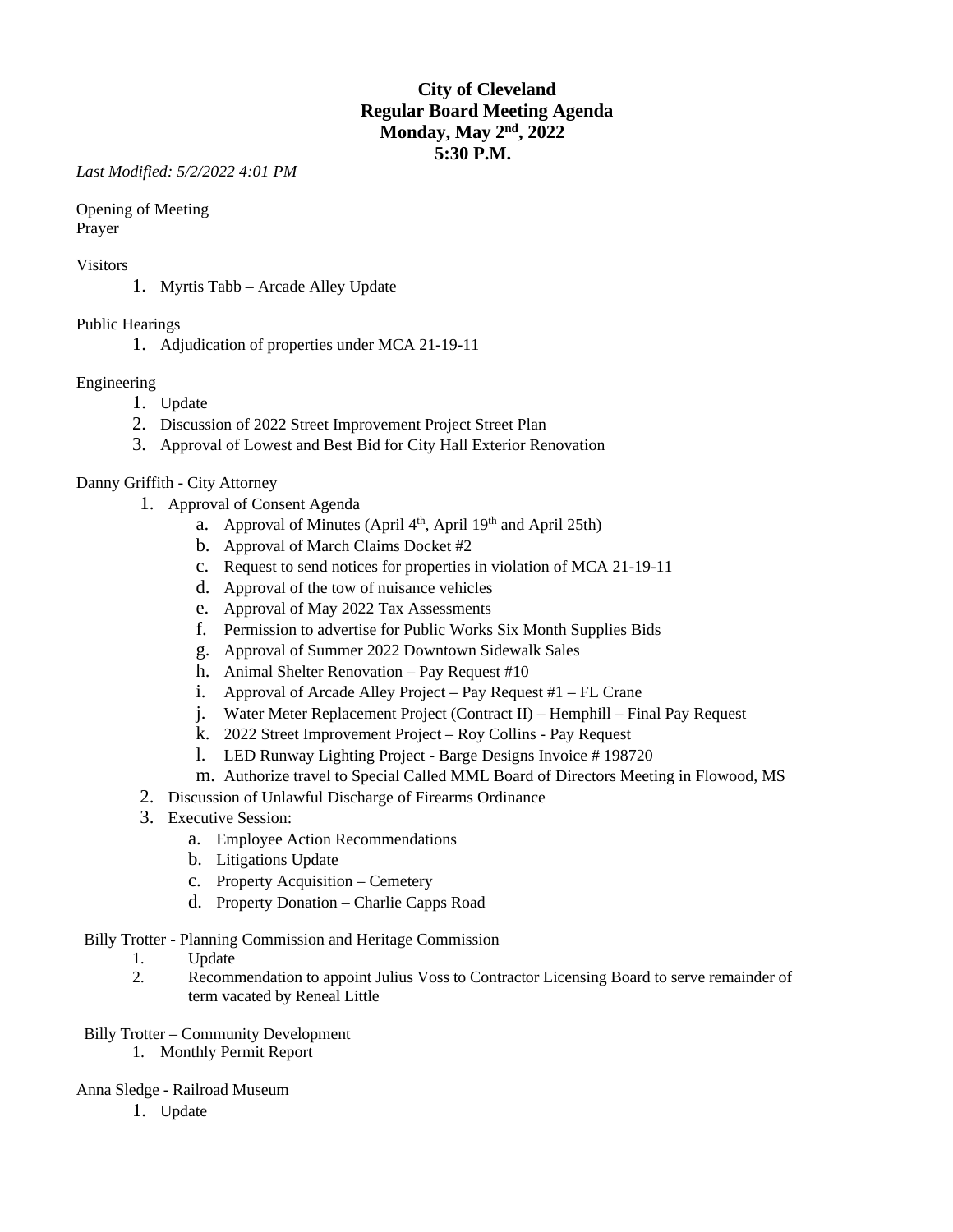**City of Cleveland**
**Regular Board Meeting Agenda**
**Monday, May 2nd, 2022**
**5:30 P.M.**

*Last Modified: 5/2/2022 4:01 PM*

Opening of Meeting
Prayer

Visitors

1. Myrtis Tabb – Arcade Alley Update

Public Hearings

1. Adjudication of properties under MCA 21-19-11

Engineering

1. Update
2. Discussion of 2022 Street Improvement Project Street Plan
3. Approval of Lowest and Best Bid for City Hall Exterior Renovation

Danny Griffith - City Attorney

1. Approval of Consent Agenda
   a. Approval of Minutes (April 4th, April 19th and April 25th)
   b. Approval of March Claims Docket #2
   c. Request to send notices for properties in violation of MCA 21-19-11
   d. Approval of the tow of nuisance vehicles
   e. Approval of May 2022 Tax Assessments
   f. Permission to advertise for Public Works Six Month Supplies Bids
   g. Approval of Summer 2022 Downtown Sidewalk Sales
   h. Animal Shelter Renovation – Pay Request #10
   i. Approval of Arcade Alley Project – Pay Request #1 – FL Crane
   j. Water Meter Replacement Project (Contract II) – Hemphill – Final Pay Request
   k. 2022 Street Improvement Project – Roy Collins - Pay Request
   l. LED Runway Lighting Project - Barge Designs Invoice # 198720
   m. Authorize travel to Special Called MML Board of Directors Meeting in Flowood, MS
2. Discussion of Unlawful Discharge of Firearms Ordinance
3. Executive Session:
   a. Employee Action Recommendations
   b. Litigations Update
   c. Property Acquisition – Cemetery
   d. Property Donation – Charlie Capps Road

Billy Trotter - Planning Commission and Heritage Commission

1. Update
2. Recommendation to appoint Julius Voss to Contractor Licensing Board to serve remainder of term vacated by Reneal Little

Billy Trotter – Community Development

1. Monthly Permit Report

Anna Sledge - Railroad Museum

1. Update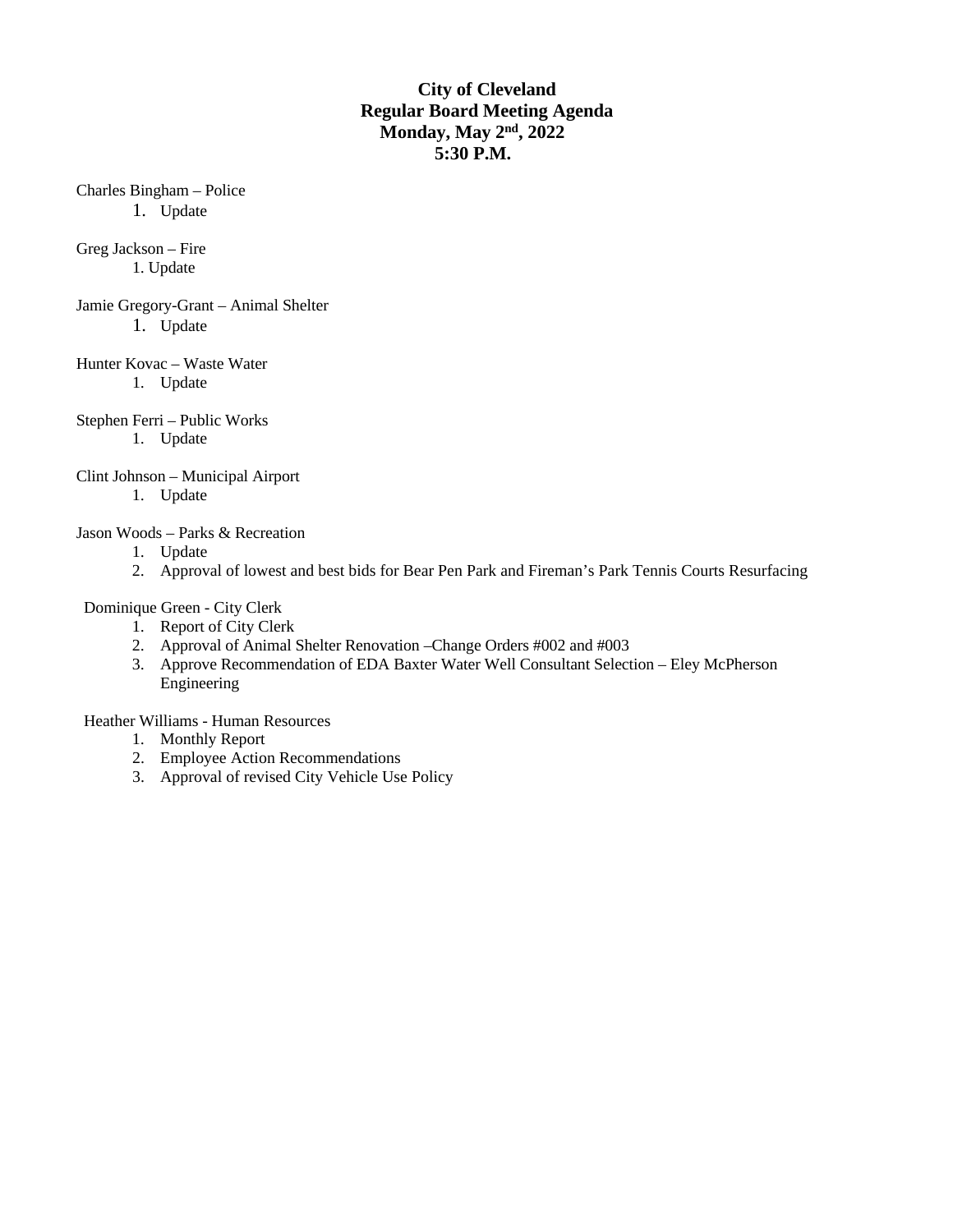# City of Cleveland
## Regular Board Meeting Agenda
## Monday, May 2nd, 2022
## 5:30 P.M.

Charles Bingham – Police

1. Update

Greg Jackson – Fire

1. Update

Jamie Gregory-Grant – Animal Shelter

1. Update

Hunter Kovac – Waste Water

1. Update

Stephen Ferri – Public Works

1. Update

Clint Johnson – Municipal Airport

1. Update

Jason Woods – Parks & Recreation

1. Update
2. Approval of lowest and best bids for Bear Pen Park and Fireman's Park Tennis Courts Resurfacing

Dominique Green - City Clerk

1. Report of City Clerk
2. Approval of Animal Shelter Renovation –Change Orders #002 and #003
3. Approve Recommendation of EDA Baxter Water Well Consultant Selection – Eley McPherson Engineering

Heather Williams - Human Resources

1. Monthly Report
2. Employee Action Recommendations
3. Approval of revised City Vehicle Use Policy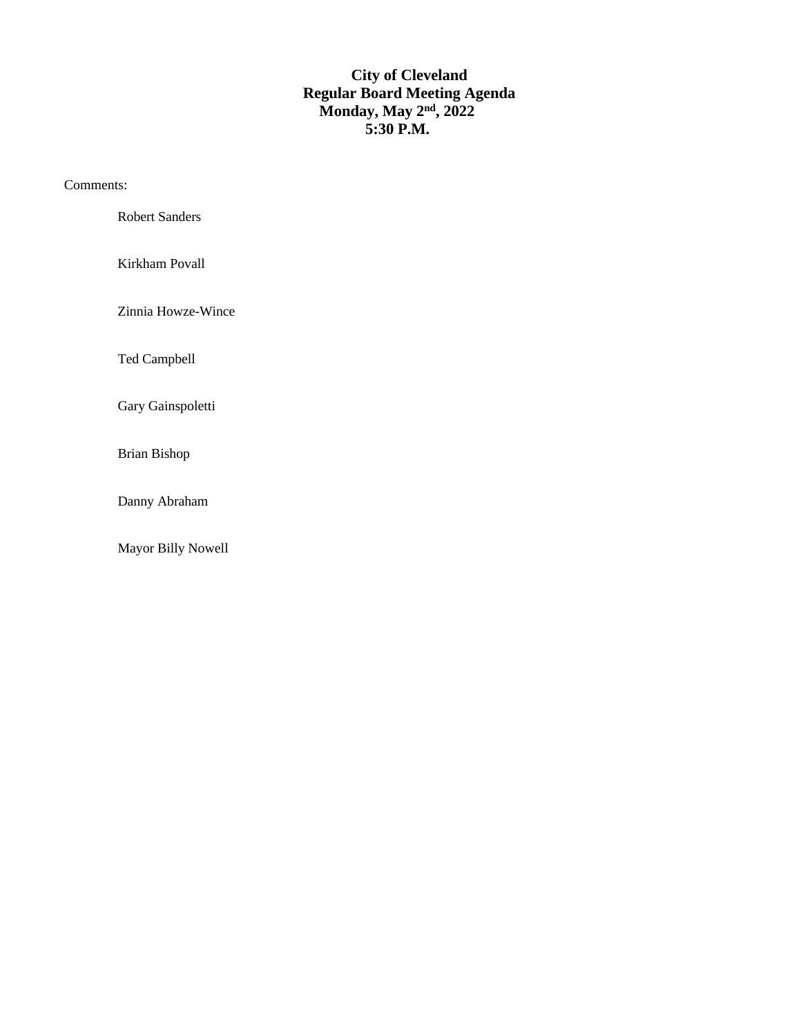**City of Cleveland**
**Regular Board Meeting Agenda**
**Monday, May 2nd, 2022**
**5:30 P.M.**

Comments:

Robert Sanders

Kirkham Povall

Zinnia Howze-Wince

Ted Campbell

Gary Gainspoletti

Brian Bishop

Danny Abraham

Mayor Billy Nowell